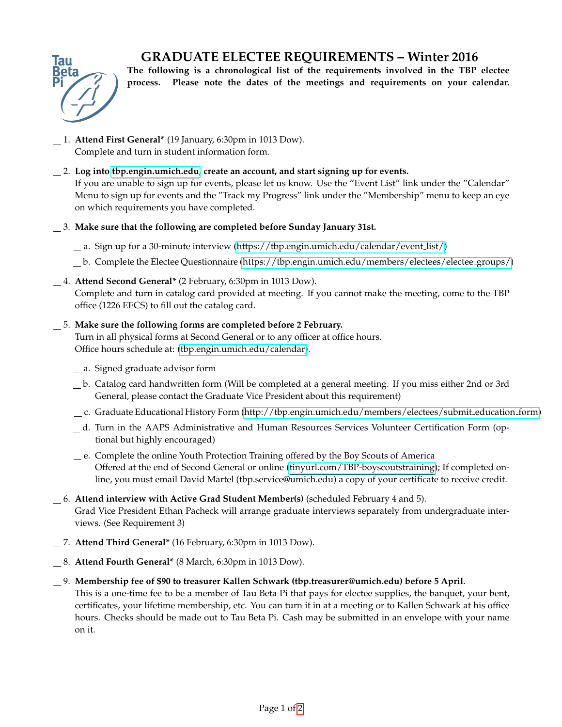# GRADUATE ELECTEE REQUIREMENTS – Winter 2016

**The following is a chronological list of the requirements involved in the TBP electee process. Please note the dates of the meetings and requirements on your calendar.**

__ 1. **Attend First General*** (19 January, 6:30pm in 1013 Dow).
Complete and turn in student information form.

__ 2. **Log into tbp.engin.umich.edu, create an account, and start signing up for events.**
If you are unable to sign up for events, please let us know. Use the "Event List" link under the "Calendar" Menu to sign up for events and the "Track my Progress" link under the "Membership" menu to keep an eye on which requirements you have completed.

__ 3. **Make sure that the following are completed before Sunday January 31st.**

   __ a. Sign up for a 30-minute interview (https://tbp.engin.umich.edu/calendar/event_list/)

   __ b. Complete the Electee Questionnaire (https://tbp.engin.umich.edu/members/electees/electee_groups/)

__ 4. **Attend Second General*** (2 February, 6:30pm in 1013 Dow).
Complete and turn in catalog card provided at meeting. If you cannot make the meeting, come to the TBP office (1226 EECS) to fill out the catalog card.

__ 5. **Make sure the following forms are completed before 2 February.**
Turn in all physical forms at Second General or to any officer at office hours.
Office hours schedule at: (tbp.engin.umich.edu/calendar).

   __ a. Signed graduate advisor form

   __ b. Catalog card handwritten form (Will be completed at a general meeting. If you miss either 2nd or 3rd General, please contact the Graduate Vice President about this requirement)

   __ c. Graduate Educational History Form (http://tbp.engin.umich.edu/members/electees/submit_education_form)

   __ d. Turn in the AAPS Administrative and Human Resources Services Volunteer Certification Form (optional but highly encouraged)

   __ e. Complete the online Youth Protection Training offered by the Boy Scouts of America
   Offered at the end of Second General or online (tinyurl.com/TBP-boyscoutstraining); If completed online, you must email David Martel (tbp.service@umich.edu) a copy of your certificate to receive credit.

__ 6. **Attend interview with Active Grad Student Member(s)** (scheduled February 4 and 5).
Grad Vice President Ethan Pacheck will arrange graduate interviews separately from undergraduate interviews. (See Requirement 3)

__ 7. **Attend Third General*** (16 February, 6:30pm in 1013 Dow).

__ 8. **Attend Fourth General*** (8 March, 6:30pm in 1013 Dow).

__ 9. **Membership fee of $90 to treasurer Kallen Schwark (tbp.treasurer@umich.edu) before 5 April**.
This is a one-time fee to be a member of Tau Beta Pi that pays for electee supplies, the banquet, your bent, certificates, your lifetime membership, etc. You can turn it in at a meeting or to Kallen Schwark at his office hours. Checks should be made out to Tau Beta Pi. Cash may be submitted in an envelope with your name on it.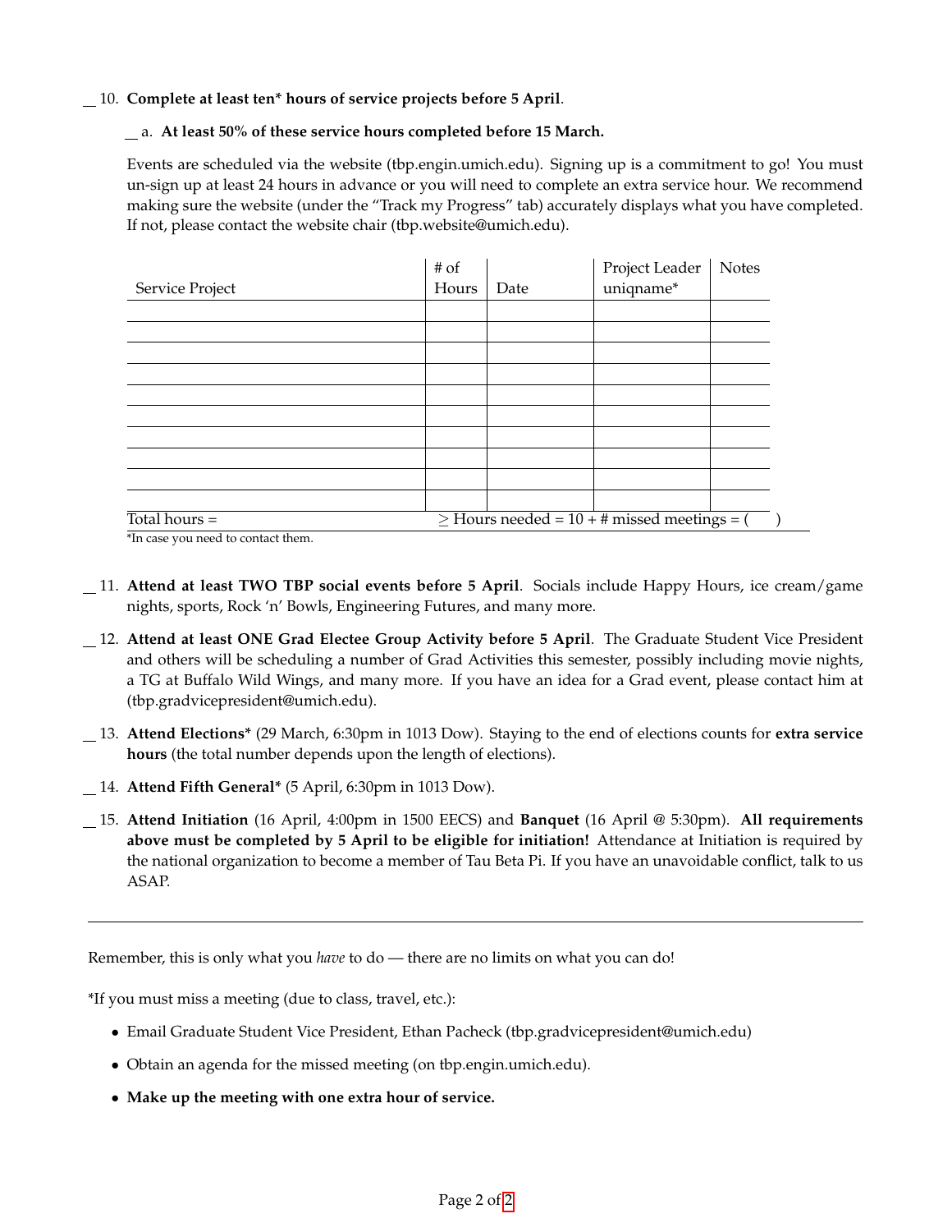__ 10. **Complete at least ten* hours of service projects before 5 April**.

__ a. **At least 50% of these service hours completed before 15 March.**

Events are scheduled via the website (tbp.engin.umich.edu). Signing up is a commitment to go! You must un-sign up at least 24 hours in advance or you will need to complete an extra service hour. We recommend making sure the website (under the "Track my Progress" tab) accurately displays what you have completed. If not, please contact the website chair (tbp.website@umich.edu).

| Service Project | # of Hours | Date | Project Leader uniqname* | Notes |
|---|---|---|---|---|
| | | | | |
| | | | | |
| | | | | |
| | | | | |
| | | | | |
| | | | | |
| | | | | |
| | | | | |
| | | | | |
| | | | | |
| Total hours = | $\geq$ Hours needed = 10 + # missed meetings = ( ) | | | |

*In case you need to contact them.

__ 11. **Attend at least TWO TBP social events before 5 April**. Socials include Happy Hours, ice cream/game nights, sports, Rock 'n' Bowls, Engineering Futures, and many more.

__ 12. **Attend at least ONE Grad Electee Group Activity before 5 April**. The Graduate Student Vice President and others will be scheduling a number of Grad Activities this semester, possibly including movie nights, a TG at Buffalo Wild Wings, and many more. If you have an idea for a Grad event, please contact him at (tbp.gradvicepresident@umich.edu).

__ 13. **Attend Elections*** (29 March, 6:30pm in 1013 Dow). Staying to the end of elections counts for **extra service hours** (the total number depends upon the length of elections).

__ 14. **Attend Fifth General*** (5 April, 6:30pm in 1013 Dow).

__ 15. **Attend Initiation** (16 April, 4:00pm in 1500 EECS) and **Banquet** (16 April @ 5:30pm). **All requirements above must be completed by 5 April to be eligible for initiation!** Attendance at Initiation is required by the national organization to become a member of Tau Beta Pi. If you have an unavoidable conflict, talk to us ASAP.

---

Remember, this is only what you *have* to do — there are no limits on what you can do!

*If you must miss a meeting (due to class, travel, etc.):

- Email Graduate Student Vice President, Ethan Pacheck (tbp.gradvicepresident@umich.edu)
- Obtain an agenda for the missed meeting (on tbp.engin.umich.edu).
- **Make up the meeting with one extra hour of service.**